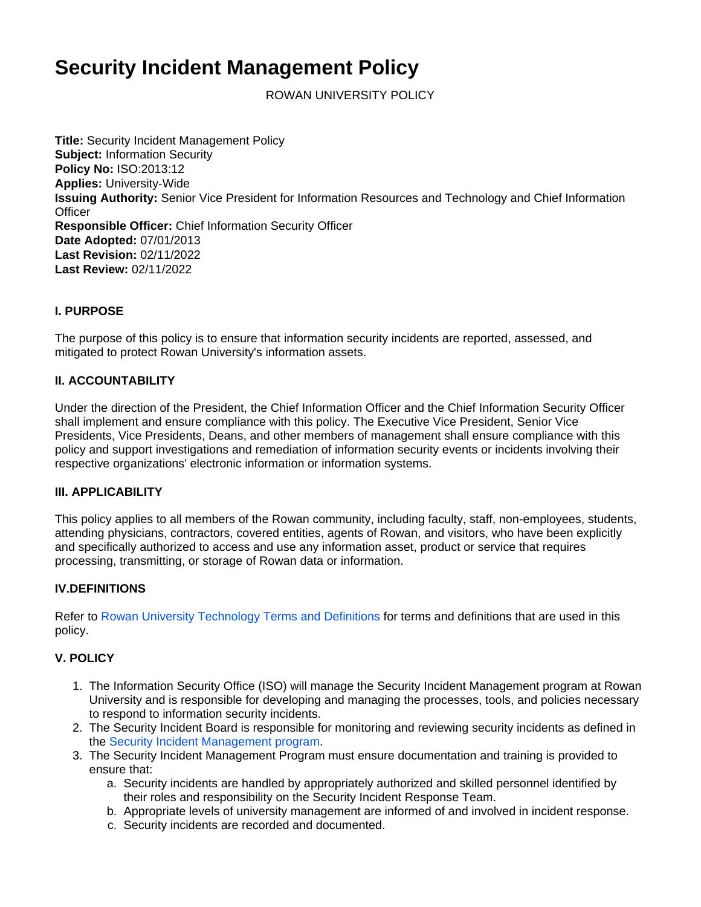# Security Incident Management Policy

ROWAN UNIVERSITY POLICY

**Title:** Security Incident Management Policy
**Subject:** Information Security
**Policy No:** ISO:2013:12
**Applies:** University-Wide
**Issuing Authority:** Senior Vice President for Information Resources and Technology and Chief Information Officer
**Responsible Officer:** Chief Information Security Officer
**Date Adopted:** 07/01/2013
**Last Revision:** 02/11/2022
**Last Review:** 02/11/2022

### I. PURPOSE

The purpose of this policy is to ensure that information security incidents are reported, assessed, and mitigated to protect Rowan University's information assets.

### II. ACCOUNTABILITY

Under the direction of the President, the Chief Information Officer and the Chief Information Security Officer shall implement and ensure compliance with this policy. The Executive Vice President, Senior Vice Presidents, Vice Presidents, Deans, and other members of management shall ensure compliance with this policy and support investigations and remediation of information security events or incidents involving their respective organizations' electronic information or information systems.

### III. APPLICABILITY

This policy applies to all members of the Rowan community, including faculty, staff, non-employees, students, attending physicians, contractors, covered entities, agents of Rowan, and visitors, who have been explicitly and specifically authorized to access and use any information asset, product or service that requires processing, transmitting, or storage of Rowan data or information.

### IV.DEFINITIONS

Refer to Rowan University Technology Terms and Definitions for terms and definitions that are used in this policy.

### V. POLICY

1. The Information Security Office (ISO) will manage the Security Incident Management program at Rowan University and is responsible for developing and managing the processes, tools, and policies necessary to respond to information security incidents.
2. The Security Incident Board is responsible for monitoring and reviewing security incidents as defined in the Security Incident Management program.
3. The Security Incident Management Program must ensure documentation and training is provided to ensure that:
   a. Security incidents are handled by appropriately authorized and skilled personnel identified by their roles and responsibility on the Security Incident Response Team.
   b. Appropriate levels of university management are informed of and involved in incident response.
   c. Security incidents are recorded and documented.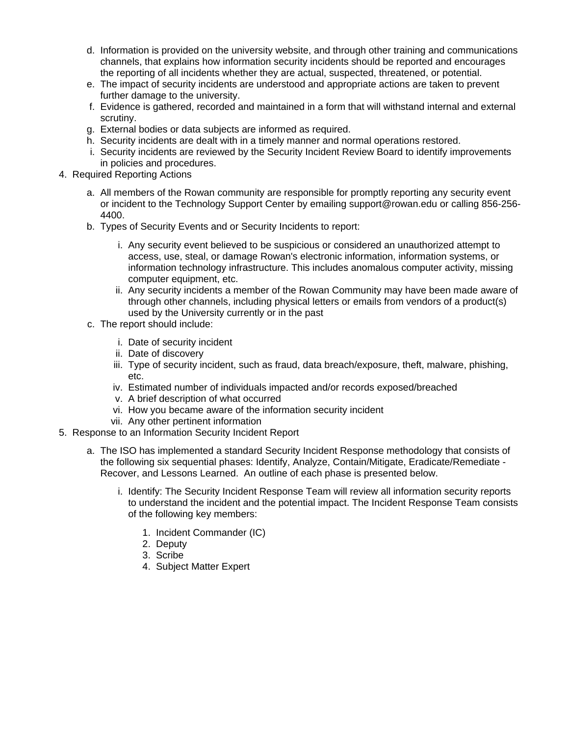d. Information is provided on the university website, and through other training and communications channels, that explains how information security incidents should be reported and encourages the reporting of all incidents whether they are actual, suspected, threatened, or potential.
   e. The impact of security incidents are understood and appropriate actions are taken to prevent further damage to the university.
   f. Evidence is gathered, recorded and maintained in a form that will withstand internal and external scrutiny.
   g. External bodies or data subjects are informed as required.
   h. Security incidents are dealt with in a timely manner and normal operations restored.
   i. Security incidents are reviewed by the Security Incident Review Board to identify improvements in policies and procedures.

4. Required Reporting Actions

   a. All members of the Rowan community are responsible for promptly reporting any security event or incident to the Technology Support Center by emailing support@rowan.edu or calling 856-256-4400.
   b. Types of Security Events and or Security Incidents to report:

      i. Any security event believed to be suspicious or considered an unauthorized attempt to access, use, steal, or damage Rowan's electronic information, information systems, or information technology infrastructure. This includes anomalous computer activity, missing computer equipment, etc.
      ii. Any security incidents a member of the Rowan Community may have been made aware of through other channels, including physical letters or emails from vendors of a product(s) used by the University currently or in the past

   c. The report should include:

      i. Date of security incident
      ii. Date of discovery
      iii. Type of security incident, such as fraud, data breach/exposure, theft, malware, phishing, etc.
      iv. Estimated number of individuals impacted and/or records exposed/breached
      v. A brief description of what occurred
      vi. How you became aware of the information security incident
      vii. Any other pertinent information

5. Response to an Information Security Incident Report

   a. The ISO has implemented a standard Security Incident Response methodology that consists of the following six sequential phases: Identify, Analyze, Contain/Mitigate, Eradicate/Remediate - Recover, and Lessons Learned. An outline of each phase is presented below.

      i. Identify: The Security Incident Response Team will review all information security reports to understand the incident and the potential impact. The Incident Response Team consists of the following key members:

         1. Incident Commander (IC)
         2. Deputy
         3. Scribe
         4. Subject Matter Expert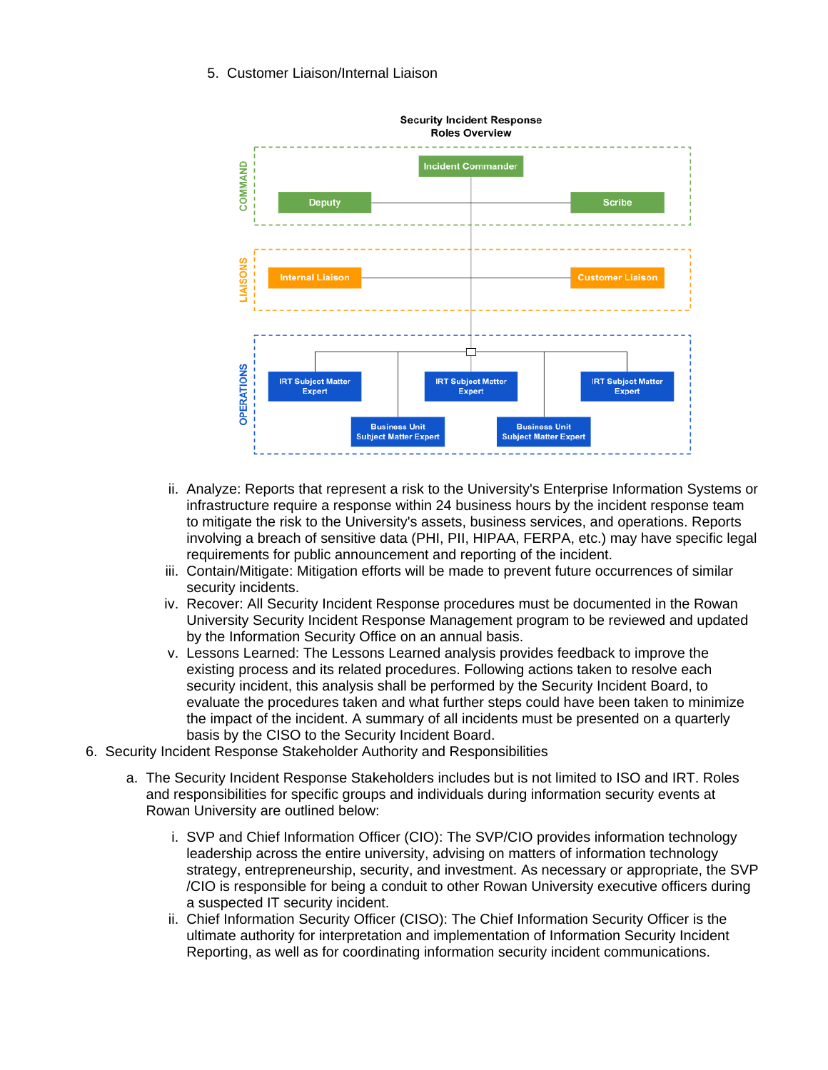5. Customer Liaison/Internal Liaison

Security Incident Response
Roles Overview

COMMAND

Incident Commander

Deputy

Scribe

LIAISONS

Internal Liaison

Customer Liaison

OPERATIONS

IRT Subject Matter Expert

IRT Subject Matter Expert

IRT Subject Matter Expert

Business Unit Subject Matter Expert

Business Unit Subject Matter Expert

ii. Analyze: Reports that represent a risk to the University's Enterprise Information Systems or infrastructure require a response within 24 business hours by the incident response team to mitigate the risk to the University's assets, business services, and operations. Reports involving a breach of sensitive data (PHI, PII, HIPAA, FERPA, etc.) may have specific legal requirements for public announcement and reporting of the incident.

iii. Contain/Mitigate: Mitigation efforts will be made to prevent future occurrences of similar security incidents.

iv. Recover: All Security Incident Response procedures must be documented in the Rowan University Security Incident Response Management program to be reviewed and updated by the Information Security Office on an annual basis.

v. Lessons Learned: The Lessons Learned analysis provides feedback to improve the existing process and its related procedures. Following actions taken to resolve each security incident, this analysis shall be performed by the Security Incident Board, to evaluate the procedures taken and what further steps could have been taken to minimize the impact of the incident. A summary of all incidents must be presented on a quarterly basis by the CISO to the Security Incident Board.

6. Security Incident Response Stakeholder Authority and Responsibilities

   a. The Security Incident Response Stakeholders includes but is not limited to ISO and IRT. Roles and responsibilities for specific groups and individuals during information security events at Rowan University are outlined below:

      i. SVP and Chief Information Officer (CIO): The SVP/CIO provides information technology leadership across the entire university, advising on matters of information technology strategy, entrepreneurship, security, and investment. As necessary or appropriate, the SVP /CIO is responsible for being a conduit to other Rowan University executive officers during a suspected IT security incident.

      ii. Chief Information Security Officer (CISO): The Chief Information Security Officer is the ultimate authority for interpretation and implementation of Information Security Incident Reporting, as well as for coordinating information security incident communications.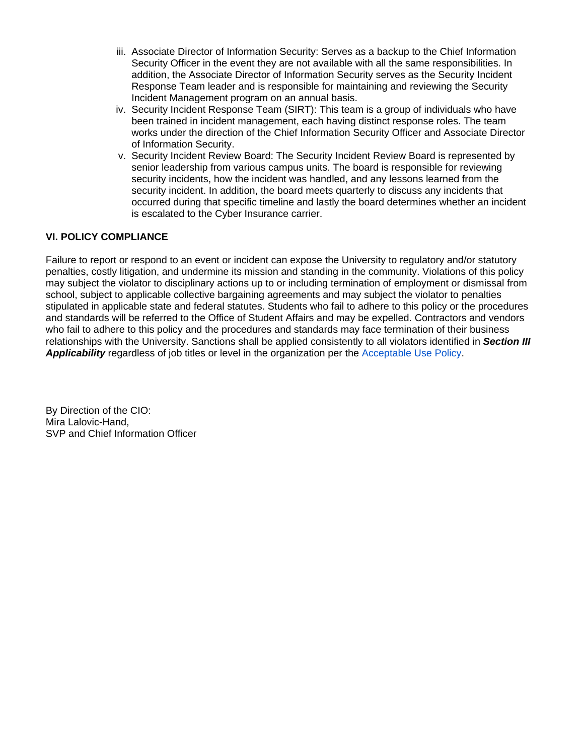iii. Associate Director of Information Security: Serves as a backup to the Chief Information Security Officer in the event they are not available with all the same responsibilities. In addition, the Associate Director of Information Security serves as the Security Incident Response Team leader and is responsible for maintaining and reviewing the Security Incident Management program on an annual basis.

iv. Security Incident Response Team (SIRT): This team is a group of individuals who have been trained in incident management, each having distinct response roles. The team works under the direction of the Chief Information Security Officer and Associate Director of Information Security.

v. Security Incident Review Board: The Security Incident Review Board is represented by senior leadership from various campus units. The board is responsible for reviewing security incidents, how the incident was handled, and any lessons learned from the security incident. In addition, the board meets quarterly to discuss any incidents that occurred during that specific timeline and lastly the board determines whether an incident is escalated to the Cyber Insurance carrier.

## VI. POLICY COMPLIANCE

Failure to report or respond to an event or incident can expose the University to regulatory and/or statutory penalties, costly litigation, and undermine its mission and standing in the community. Violations of this policy may subject the violator to disciplinary actions up to or including termination of employment or dismissal from school, subject to applicable collective bargaining agreements and may subject the violator to penalties stipulated in applicable state and federal statutes. Students who fail to adhere to this policy or the procedures and standards will be referred to the Office of Student Affairs and may be expelled. Contractors and vendors who fail to adhere to this policy and the procedures and standards may face termination of their business relationships with the University. Sanctions shall be applied consistently to all violators identified in ***Section III Applicability*** regardless of job titles or level in the organization per the Acceptable Use Policy.

By Direction of the CIO:
Mira Lalovic-Hand,
SVP and Chief Information Officer